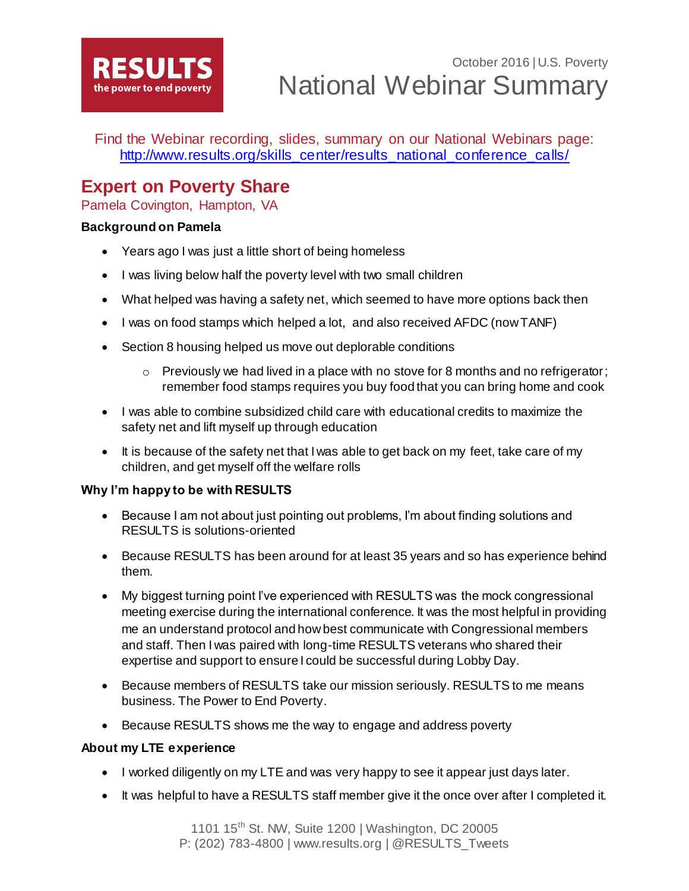**RESULTS**
the power to end poverty

October 2016 | U.S. Poverty

# National Webinar Summary

Find the Webinar recording, slides, summary on our National Webinars page: [http://www.results.org/skills_center/results_national_conference_calls/](http://www.results.org/skills_center/results_national_conference_calls/)

## Expert on Poverty Share

Pamela Covington, Hampton, VA

**Background on Pamela**

- Years ago I was just a little short of being homeless
- I was living below half the poverty level with two small children
- What helped was having a safety net, which seemed to have more options back then
- I was on food stamps which helped a lot, and also received AFDC (now TANF)
- Section 8 housing helped us move out deplorable conditions
    - Previously we had lived in a place with no stove for 8 months and no refrigerator; remember food stamps requires you buy food that you can bring home and cook
- I was able to combine subsidized child care with educational credits to maximize the safety net and lift myself up through education
- It is because of the safety net that I was able to get back on my feet, take care of my children, and get myself off the welfare rolls

**Why I'm happy to be with RESULTS**

- Because I am not about just pointing out problems, I'm about finding solutions and RESULTS is solutions-oriented
- Because RESULTS has been around for at least 35 years and so has experience behind them.
- My biggest turning point I've experienced with RESULTS was the mock congressional meeting exercise during the international conference. It was the most helpful in providing me an understand protocol and how best communicate with Congressional members and staff. Then I was paired with long-time RESULTS veterans who shared their expertise and support to ensure I could be successful during Lobby Day.
- Because members of RESULTS take our mission seriously. RESULTS to me means business. The Power to End Poverty.
- Because RESULTS shows me the way to engage and address poverty

**About my LTE experience**

- I worked diligently on my LTE and was very happy to see it appear just days later.
- It was helpful to have a RESULTS staff member give it the once over after I completed it.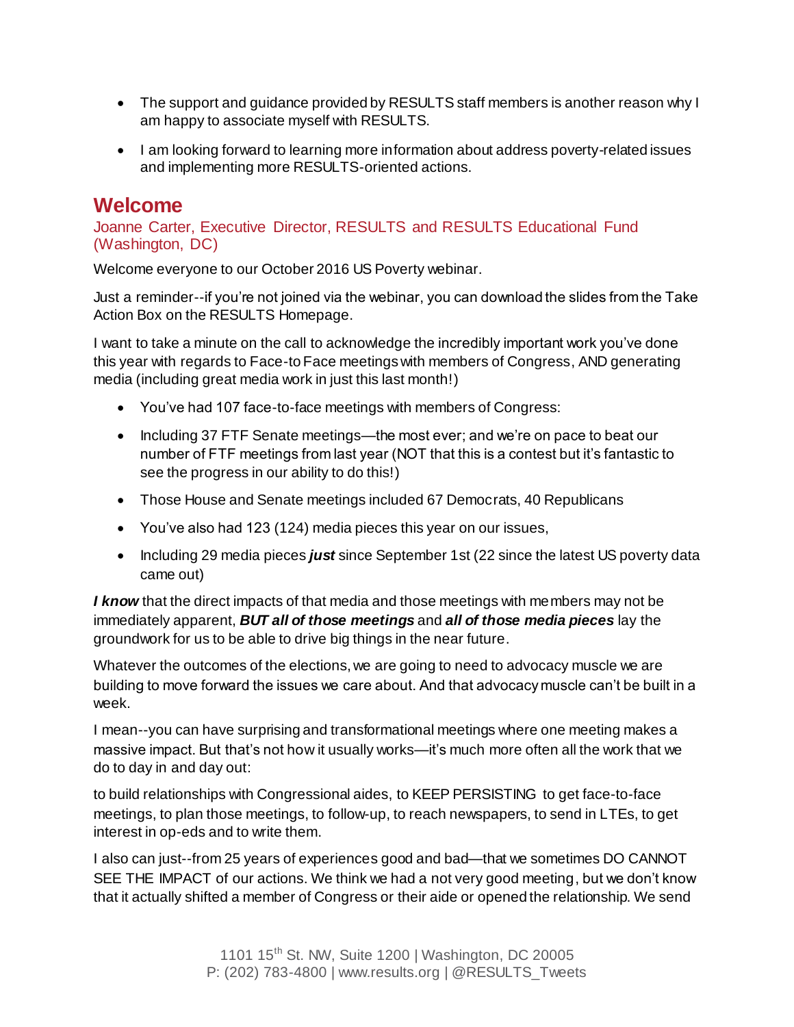- The support and guidance provided by RESULTS staff members is another reason why I am happy to associate myself with RESULTS.
- I am looking forward to learning more information about address poverty-related issues and implementing more RESULTS-oriented actions.

## Welcome

### Joanne Carter, Executive Director, RESULTS and RESULTS Educational Fund (Washington, DC)

Welcome everyone to our October 2016 US Poverty webinar.

Just a reminder--if you're not joined via the webinar, you can download the slides from the Take Action Box on the RESULTS Homepage.

I want to take a minute on the call to acknowledge the incredibly important work you've done this year with regards to Face-to Face meetings with members of Congress, AND generating media (including great media work in just this last month!)

- You've had 107 face-to-face meetings with members of Congress:
- Including 37 FTF Senate meetings—the most ever; and we're on pace to beat our number of FTF meetings from last year (NOT that this is a contest but it's fantastic to see the progress in our ability to do this!)
- Those House and Senate meetings included 67 Democrats, 40 Republicans
- You've also had 123 (124) media pieces this year on our issues,
- Including 29 media pieces ***just*** since September 1st (22 since the latest US poverty data came out)

***I know*** that the direct impacts of that media and those meetings with members may not be immediately apparent, ***BUT all of those meetings*** and ***all of those media pieces*** lay the groundwork for us to be able to drive big things in the near future.

Whatever the outcomes of the elections, we are going to need to advocacy muscle we are building to move forward the issues we care about. And that advocacy muscle can't be built in a week.

I mean--you can have surprising and transformational meetings where one meeting makes a massive impact. But that's not how it usually works—it's much more often all the work that we do to day in and day out:

to build relationships with Congressional aides, to KEEP PERSISTING to get face-to-face meetings, to plan those meetings, to follow-up, to reach newspapers, to send in LTEs, to get interest in op-eds and to write them.

I also can just--from 25 years of experiences good and bad—that we sometimes DO CANNOT SEE THE IMPACT of our actions. We think we had a not very good meeting, but we don't know that it actually shifted a member of Congress or their aide or opened the relationship. We send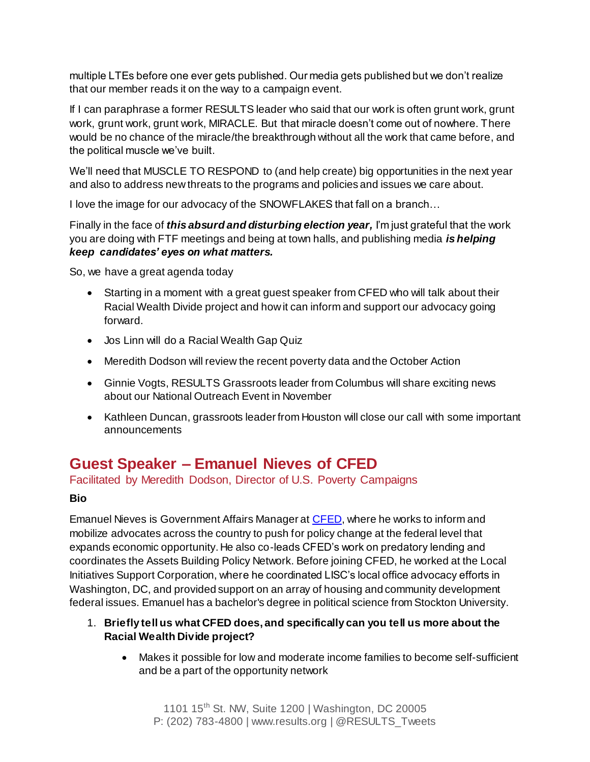multiple LTEs before one ever gets published. Our media gets published but we don't realize that our member reads it on the way to a campaign event.

If I can paraphrase a former RESULTS leader who said that our work is often grunt work, grunt work, grunt work, grunt work, MIRACLE. But that miracle doesn't come out of nowhere. There would be no chance of the miracle/the breakthrough without all the work that came before, and the political muscle we've built.

We'll need that MUSCLE TO RESPOND to (and help create) big opportunities in the next year and also to address new threats to the programs and policies and issues we care about.

I love the image for our advocacy of the SNOWFLAKES that fall on a branch…

Finally in the face of ***this absurd and disturbing election year,*** I'm just grateful that the work you are doing with FTF meetings and being at town halls, and publishing media ***is helping keep candidates' eyes on what matters.***

So, we have a great agenda today

- Starting in a moment with a great guest speaker from CFED who will talk about their Racial Wealth Divide project and how it can inform and support our advocacy going forward.
- Jos Linn will do a Racial Wealth Gap Quiz
- Meredith Dodson will review the recent poverty data and the October Action
- Ginnie Vogts, RESULTS Grassroots leader from Columbus will share exciting news about our National Outreach Event in November
- Kathleen Duncan, grassroots leader from Houston will close our call with some important announcements

## Guest Speaker – Emanuel Nieves of CFED

Facilitated by Meredith Dodson, Director of U.S. Poverty Campaigns

**Bio**

Emanuel Nieves is Government Affairs Manager at CFED, where he works to inform and mobilize advocates across the country to push for policy change at the federal level that expands economic opportunity. He also co-leads CFED's work on predatory lending and coordinates the Assets Building Policy Network. Before joining CFED, he worked at the Local Initiatives Support Corporation, where he coordinated LISC's local office advocacy efforts in Washington, DC, and provided support on an array of housing and community development federal issues. Emanuel has a bachelor's degree in political science from Stockton University.

1. **Briefly tell us what CFED does, and specifically can you tell us more about the Racial Wealth Divide project?**
   - Makes it possible for low and moderate income families to become self-sufficient and be a part of the opportunity network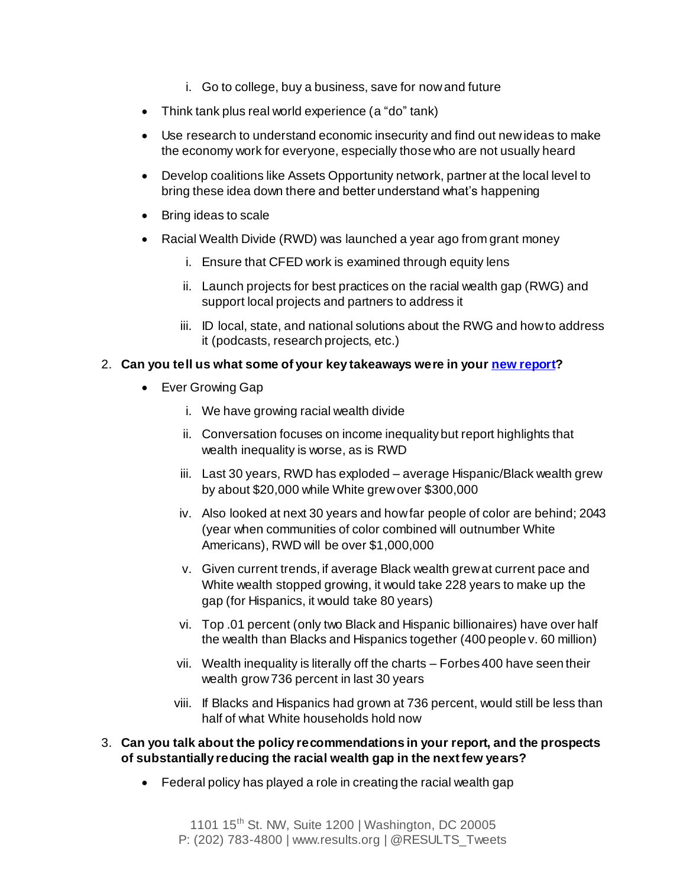i. Go to college, buy a business, save for now and future

- Think tank plus real world experience (a "do" tank)
- Use research to understand economic insecurity and find out new ideas to make the economy work for everyone, especially those who are not usually heard
- Develop coalitions like Assets Opportunity network, partner at the local level to bring these idea down there and better understand what's happening
- Bring ideas to scale
- Racial Wealth Divide (RWD) was launched a year ago from grant money
   i. Ensure that CFED work is examined through equity lens
   ii. Launch projects for best practices on the racial wealth gap (RWG) and support local projects and partners to address it
   iii. ID local, state, and national solutions about the RWG and how to address it (podcasts, research projects, etc.)

2. **Can you tell us what some of your key takeaways were in your [new report](#)?**
   - Ever Growing Gap
      i. We have growing racial wealth divide
      ii. Conversation focuses on income inequality but report highlights that wealth inequality is worse, as is RWD
      iii. Last 30 years, RWD has exploded – average Hispanic/Black wealth grew by about $20,000 while White grew over $300,000
      iv. Also looked at next 30 years and how far people of color are behind; 2043 (year when communities of color combined will outnumber White Americans), RWD will be over $1,000,000
      v. Given current trends, if average Black wealth grew at current pace and White wealth stopped growing, it would take 228 years to make up the gap (for Hispanics, it would take 80 years)
      vi. Top .01 percent (only two Black and Hispanic billionaires) have over half the wealth than Blacks and Hispanics together (400 people v. 60 million)
      vii. Wealth inequality is literally off the charts – Forbes 400 have seen their wealth grow 736 percent in last 30 years
      viii. If Blacks and Hispanics had grown at 736 percent, would still be less than half of what White households hold now
3. **Can you talk about the policy recommendations in your report, and the prospects of substantially reducing the racial wealth gap in the next few years?**
   - Federal policy has played a role in creating the racial wealth gap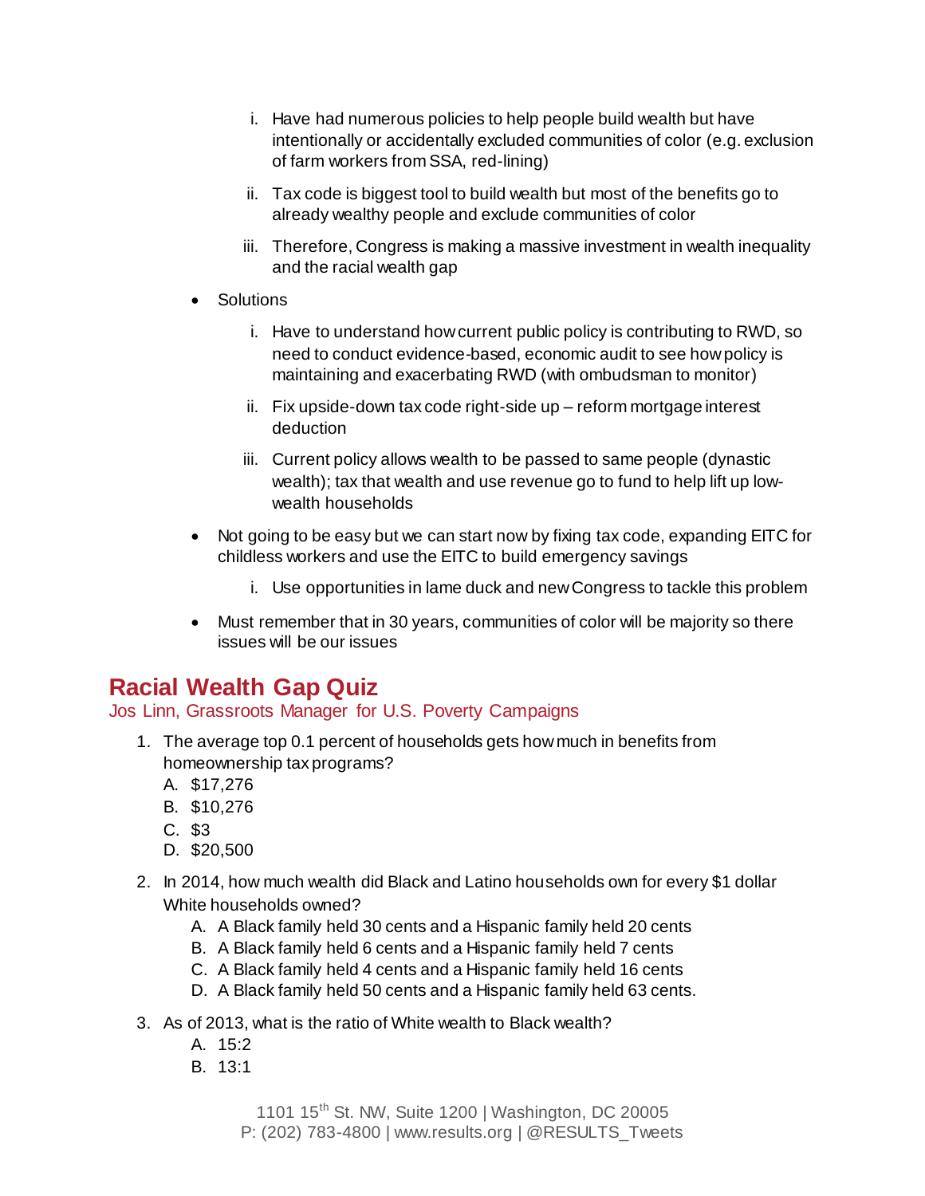i. Have had numerous policies to help people build wealth but have intentionally or accidentally excluded communities of color (e.g. exclusion of farm workers from SSA, red-lining)

    ii. Tax code is biggest tool to build wealth but most of the benefits go to already wealthy people and exclude communities of color

    iii. Therefore, Congress is making a massive investment in wealth inequality and the racial wealth gap

- Solutions

    i. Have to understand how current public policy is contributing to RWD, so need to conduct evidence-based, economic audit to see how policy is maintaining and exacerbating RWD (with ombudsman to monitor)

    ii. Fix upside-down tax code right-side up – reform mortgage interest deduction

    iii. Current policy allows wealth to be passed to same people (dynastic wealth); tax that wealth and use revenue go to fund to help lift up low-wealth households

- Not going to be easy but we can start now by fixing tax code, expanding EITC for childless workers and use the EITC to build emergency savings

    i. Use opportunities in lame duck and new Congress to tackle this problem

- Must remember that in 30 years, communities of color will be majority so there issues will be our issues

## Racial Wealth Gap Quiz

Jos Linn, Grassroots Manager for U.S. Poverty Campaigns

1. The average top 0.1 percent of households gets how much in benefits from homeownership tax programs?
    A. $17,276
    B. $10,276
    C. $3
    D. $20,500

2. In 2014, how much wealth did Black and Latino households own for every $1 dollar White households owned?
    A. A Black family held 30 cents and a Hispanic family held 20 cents
    B. A Black family held 6 cents and a Hispanic family held 7 cents
    C. A Black family held 4 cents and a Hispanic family held 16 cents
    D. A Black family held 50 cents and a Hispanic family held 63 cents.

3. As of 2013, what is the ratio of White wealth to Black wealth?
    A. 15:2
    B. 13:1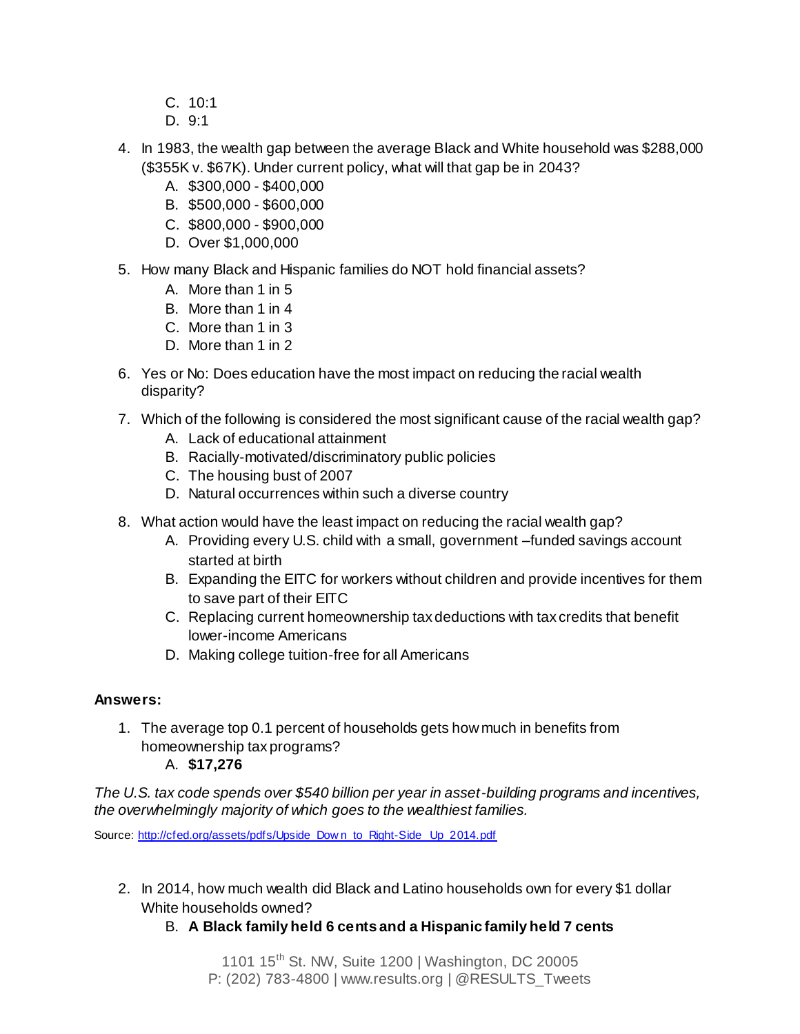C. 10:1
   D. 9:1

4. In 1983, the wealth gap between the average Black and White household was $288,000 ($355K v. $67K). Under current policy, what will that gap be in 2043?
   A. $300,000 - $400,000
   B. $500,000 - $600,000
   C. $800,000 - $900,000
   D. Over $1,000,000

5. How many Black and Hispanic families do NOT hold financial assets?
   A. More than 1 in 5
   B. More than 1 in 4
   C. More than 1 in 3
   D. More than 1 in 2

6. Yes or No: Does education have the most impact on reducing the racial wealth disparity?

7. Which of the following is considered the most significant cause of the racial wealth gap?
   A. Lack of educational attainment
   B. Racially-motivated/discriminatory public policies
   C. The housing bust of 2007
   D. Natural occurrences within such a diverse country

8. What action would have the least impact on reducing the racial wealth gap?
   A. Providing every U.S. child with a small, government –funded savings account started at birth
   B. Expanding the EITC for workers without children and provide incentives for them to save part of their EITC
   C. Replacing current homeownership tax deductions with tax credits that benefit lower-income Americans
   D. Making college tuition-free for all Americans

**Answers:**

1. The average top 0.1 percent of households gets how much in benefits from homeownership tax programs?
   A. **$17,276**

*The U.S. tax code spends over $540 billion per year in asset-building programs and incentives, the overwhelmingly majority of which goes to the wealthiest families.*

Source: http://cfed.org/assets/pdfs/Upside_Down_to_Right-Side_Up_2014.pdf

2. In 2014, how much wealth did Black and Latino households own for every $1 dollar White households owned?
   B. **A Black family held 6 cents and a Hispanic family held 7 cents**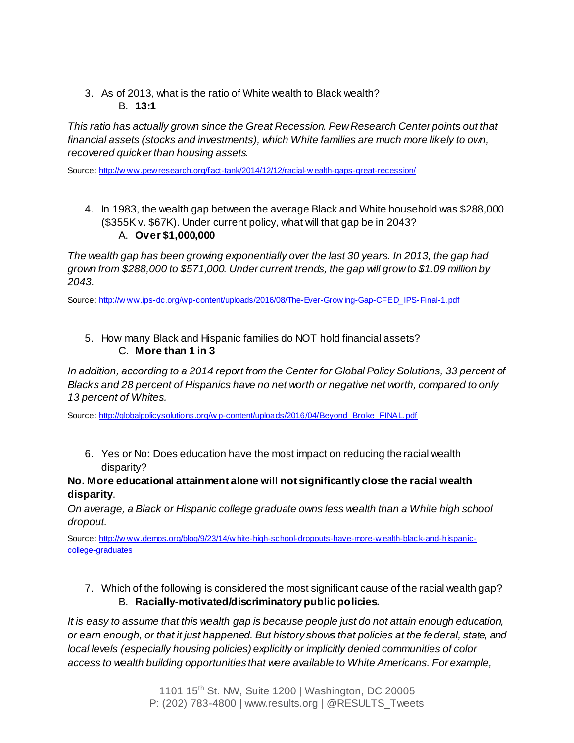3. As of 2013, what is the ratio of White wealth to Black wealth?
   B. **13:1**

*This ratio has actually grown since the Great Recession. Pew Research Center points out that financial assets (stocks and investments), which White families are much more likely to own, recovered quicker than housing assets.*

Source: [http://www.pewresearch.org/fact-tank/2014/12/12/racial-wealth-gaps-great-recession/](http://www.pewresearch.org/fact-tank/2014/12/12/racial-wealth-gaps-great-recession/)

4. In 1983, the wealth gap between the average Black and White household was $288,000 ($355K v. $67K). Under current policy, what will that gap be in 2043?
   A. **Over $1,000,000**

*The wealth gap has been growing exponentially over the last 30 years. In 2013, the gap had grown from $288,000 to $571,000. Under current trends, the gap will grow to $1.09 million by 2043.*

Source: [http://www.ips-dc.org/wp-content/uploads/2016/08/The-Ever-Growing-Gap-CFED_IPS-Final-1.pdf](http://www.ips-dc.org/wp-content/uploads/2016/08/The-Ever-Growing-Gap-CFED_IPS-Final-1.pdf)

5. How many Black and Hispanic families do NOT hold financial assets?
   C. **More than 1 in 3**

*In addition, according to a 2014 report from the Center for Global Policy Solutions, 33 percent of Blacks and 28 percent of Hispanics have no net worth or negative net worth, compared to only 13 percent of Whites.*

Source: [http://globalpolicysolutions.org/wp-content/uploads/2016/04/Beyond_Broke_FINAL.pdf](http://globalpolicysolutions.org/wp-content/uploads/2016/04/Beyond_Broke_FINAL.pdf)

6. Yes or No: Does education have the most impact on reducing the racial wealth disparity?

**No. More educational attainment alone will not significantly close the racial wealth disparity**.

*On average, a Black or Hispanic college graduate owns less wealth than a White high school dropout.*

Source: [http://www.demos.org/blog/9/23/14/white-high-school-dropouts-have-more-wealth-black-and-hispanic-college-graduates](http://www.demos.org/blog/9/23/14/white-high-school-dropouts-have-more-wealth-black-and-hispanic-college-graduates)

7. Which of the following is considered the most significant cause of the racial wealth gap?
   B. **Racially-motivated/discriminatory public policies.**

*It is easy to assume that this wealth gap is because people just do not attain enough education, or earn enough, or that it just happened. But history shows that policies at the federal, state, and local levels (especially housing policies) explicitly or implicitly denied communities of color access to wealth building opportunities that were available to White Americans. For example,*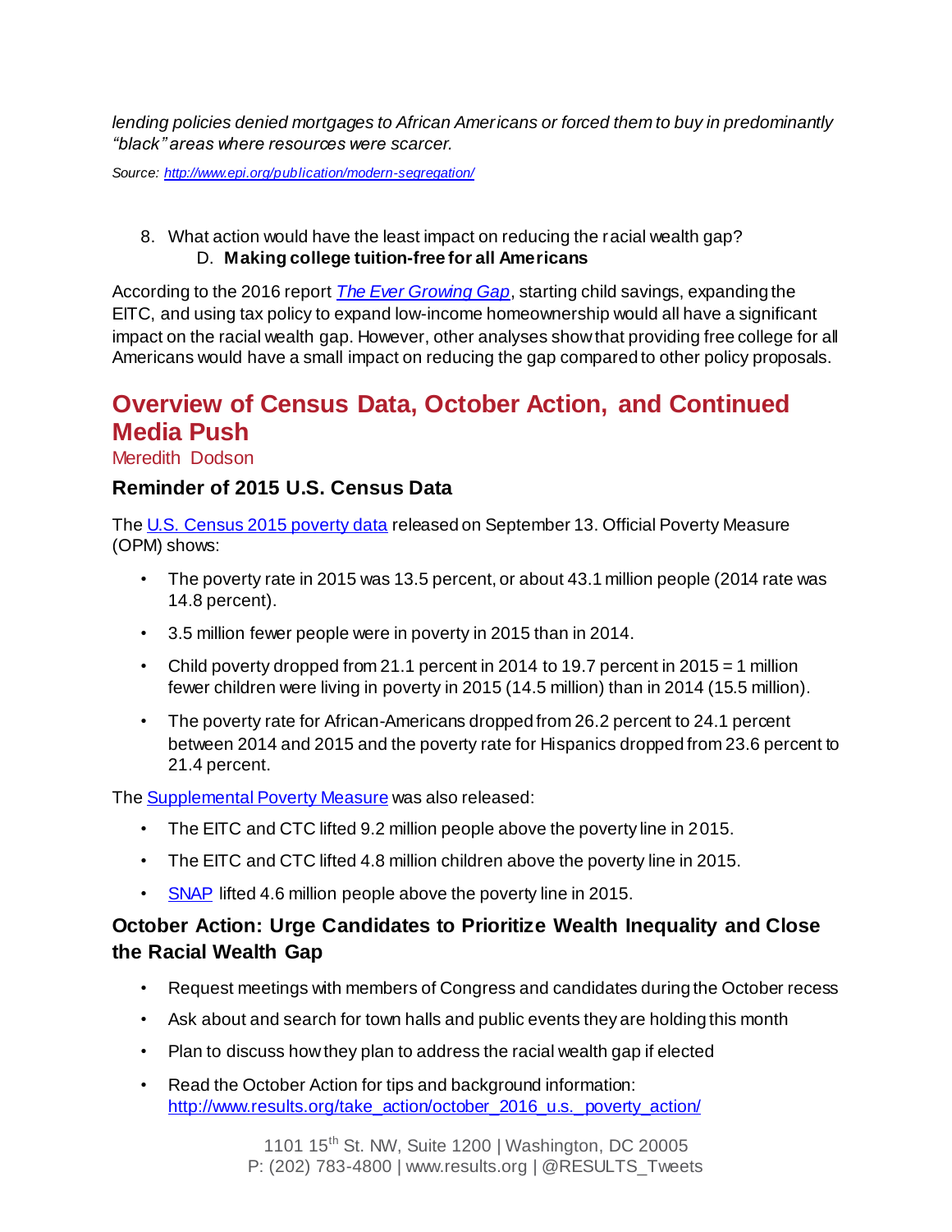*lending policies denied mortgages to African Americans or forced them to buy in predominantly "black" areas where resources were scarcer.*

*Source: [http://www.epi.org/publication/modern-segregation/](http://www.epi.org/publication/modern-segregation/)*

8. What action would have the least impact on reducing the racial wealth gap?
   D. **Making college tuition-free for all Americans**

According to the 2016 report [*The Ever Growing Gap*](#), starting child savings, expanding the EITC, and using tax policy to expand low-income homeownership would all have a significant impact on the racial wealth gap. However, other analyses show that providing free college for all Americans would have a small impact on reducing the gap compared to other policy proposals.

## Overview of Census Data, October Action, and Continued Media Push

Meredith Dodson

### Reminder of 2015 U.S. Census Data

The [U.S. Census 2015 poverty data](#) released on September 13. Official Poverty Measure (OPM) shows:

- The poverty rate in 2015 was 13.5 percent, or about 43.1 million people (2014 rate was 14.8 percent).
- 3.5 million fewer people were in poverty in 2015 than in 2014.
- Child poverty dropped from 21.1 percent in 2014 to 19.7 percent in 2015 = 1 million fewer children were living in poverty in 2015 (14.5 million) than in 2014 (15.5 million).
- The poverty rate for African-Americans dropped from 26.2 percent to 24.1 percent between 2014 and 2015 and the poverty rate for Hispanics dropped from 23.6 percent to 21.4 percent.

The [Supplemental Poverty Measure](#) was also released:

- The EITC and CTC lifted 9.2 million people above the poverty line in 2015.
- The EITC and CTC lifted 4.8 million children above the poverty line in 2015.
- [SNAP](#) lifted 4.6 million people above the poverty line in 2015.

### October Action: Urge Candidates to Prioritize Wealth Inequality and Close the Racial Wealth Gap

- Request meetings with members of Congress and candidates during the October recess
- Ask about and search for town halls and public events they are holding this month
- Plan to discuss how they plan to address the racial wealth gap if elected
- Read the October Action for tips and background information: [http://www.results.org/take_action/october_2016_u.s._poverty_action/](http://www.results.org/take_action/october_2016_u.s._poverty_action/)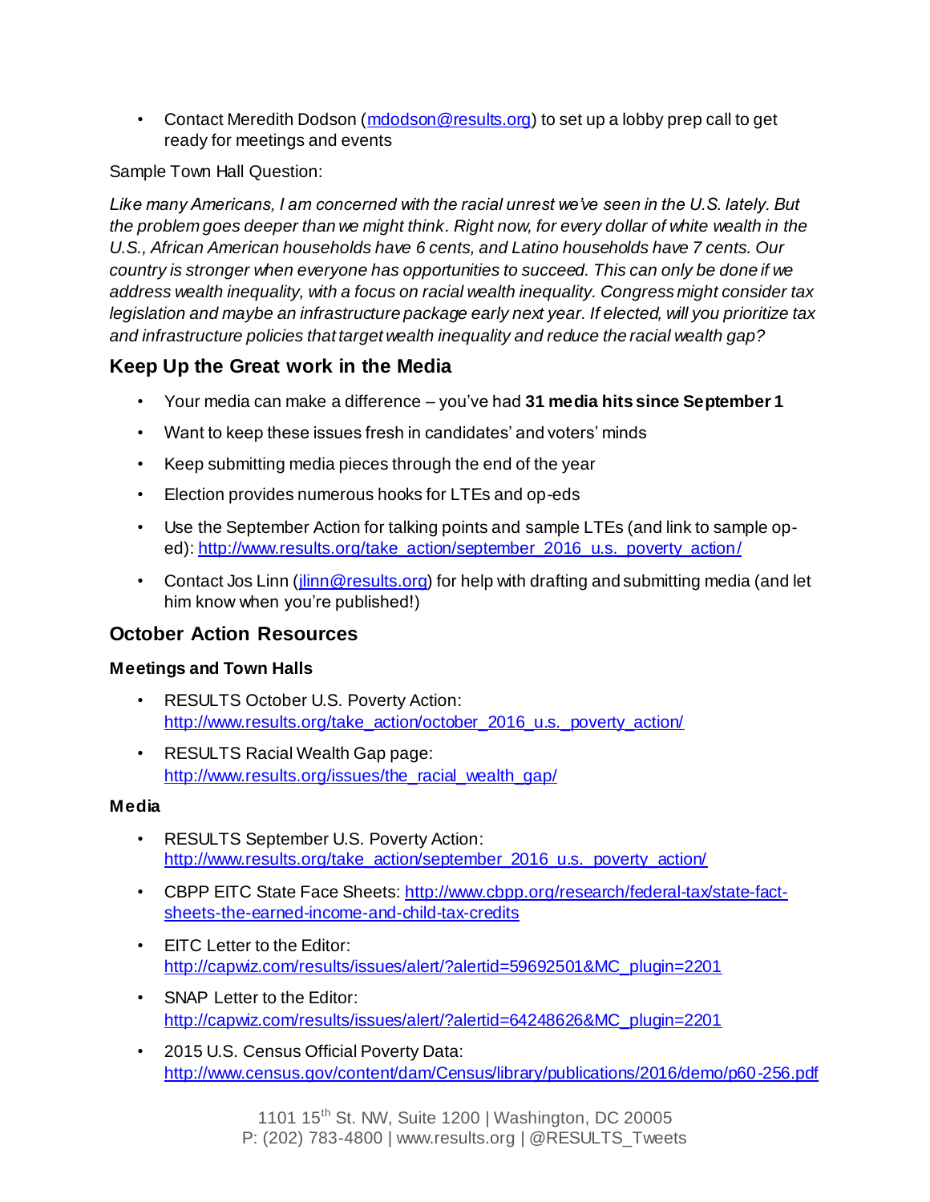- Contact Meredith Dodson (mdodson@results.org) to set up a lobby prep call to get ready for meetings and events

Sample Town Hall Question:

*Like many Americans, I am concerned with the racial unrest we've seen in the U.S. lately. But the problem goes deeper than we might think. Right now, for every dollar of white wealth in the U.S., African American households have 6 cents, and Latino households have 7 cents. Our country is stronger when everyone has opportunities to succeed. This can only be done if we address wealth inequality, with a focus on racial wealth inequality. Congress might consider tax legislation and maybe an infrastructure package early next year. If elected, will you prioritize tax and infrastructure policies that target wealth inequality and reduce the racial wealth gap?*

## Keep Up the Great work in the Media

- Your media can make a difference – you've had **31 media hits since September 1**
- Want to keep these issues fresh in candidates' and voters' minds
- Keep submitting media pieces through the end of the year
- Election provides numerous hooks for LTEs and op-eds
- Use the September Action for talking points and sample LTEs (and link to sample op-ed): http://www.results.org/take_action/september_2016_u.s._poverty_action/
- Contact Jos Linn (jlinn@results.org) for help with drafting and submitting media (and let him know when you're published!)

## October Action Resources

### Meetings and Town Halls

- RESULTS October U.S. Poverty Action: http://www.results.org/take_action/october_2016_u.s._poverty_action/
- RESULTS Racial Wealth Gap page: http://www.results.org/issues/the_racial_wealth_gap/

### Media

- RESULTS September U.S. Poverty Action: http://www.results.org/take_action/september_2016_u.s._poverty_action/
- CBPP EITC State Face Sheets: http://www.cbpp.org/research/federal-tax/state-fact-sheets-the-earned-income-and-child-tax-credits
- EITC Letter to the Editor: http://capwiz.com/results/issues/alert/?alertid=59692501&MC_plugin=2201
- SNAP Letter to the Editor: http://capwiz.com/results/issues/alert/?alertid=64248626&MC_plugin=2201
- 2015 U.S. Census Official Poverty Data: http://www.census.gov/content/dam/Census/library/publications/2016/demo/p60-256.pdf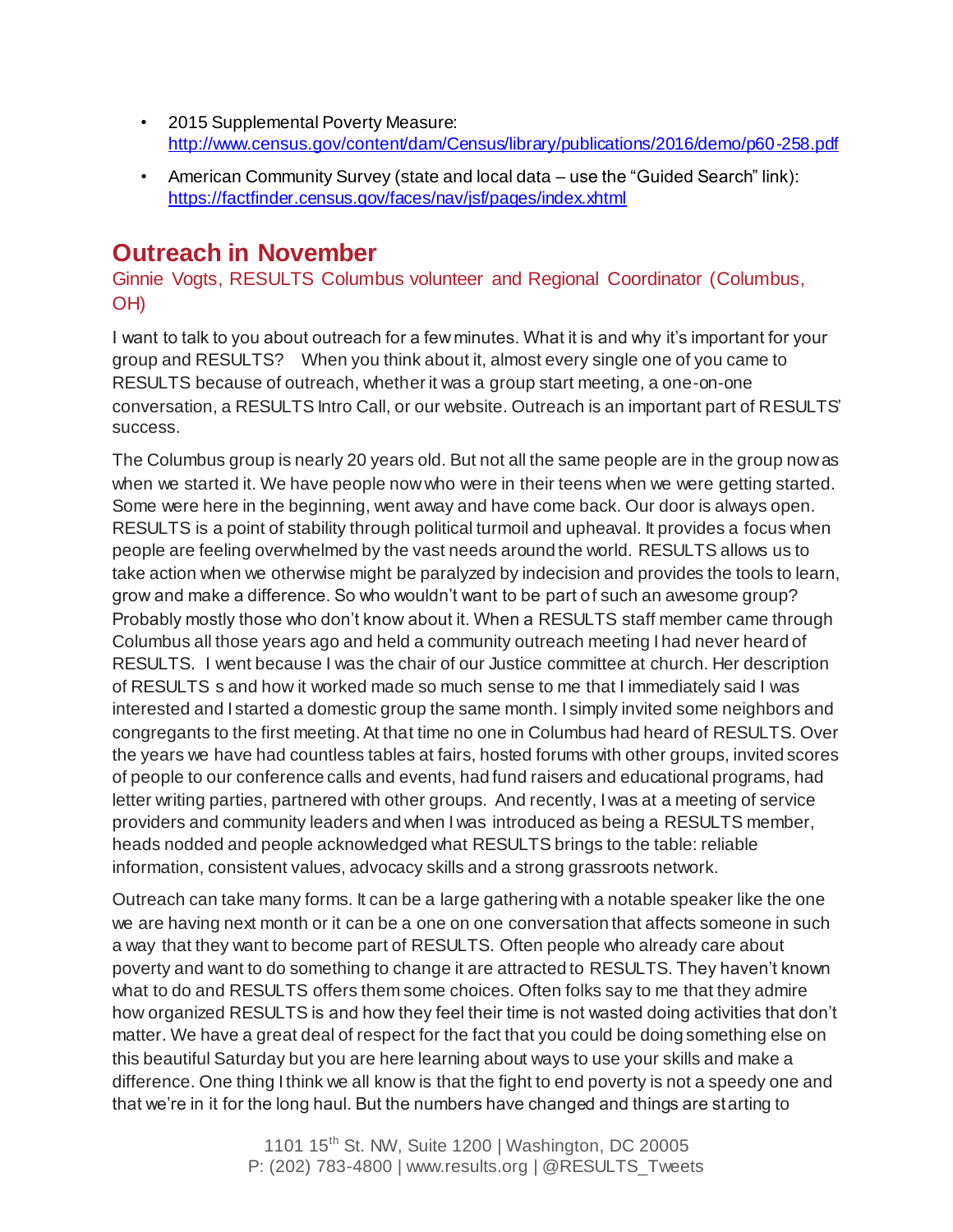- 2015 Supplemental Poverty Measure: http://www.census.gov/content/dam/Census/library/publications/2016/demo/p60-258.pdf
- American Community Survey (state and local data – use the "Guided Search" link): https://factfinder.census.gov/faces/nav/jsf/pages/index.xhtml

## Outreach in November

Ginnie Vogts, RESULTS Columbus volunteer and Regional Coordinator (Columbus, OH)

I want to talk to you about outreach for a few minutes. What it is and why it's important for your group and RESULTS? When you think about it, almost every single one of you came to RESULTS because of outreach, whether it was a group start meeting, a one-on-one conversation, a RESULTS Intro Call, or our website. Outreach is an important part of RESULTS' success.

The Columbus group is nearly 20 years old. But not all the same people are in the group now as when we started it. We have people now who were in their teens when we were getting started. Some were here in the beginning, went away and have come back. Our door is always open. RESULTS is a point of stability through political turmoil and upheaval. It provides a focus when people are feeling overwhelmed by the vast needs around the world. RESULTS allows us to take action when we otherwise might be paralyzed by indecision and provides the tools to learn, grow and make a difference. So who wouldn't want to be part of such an awesome group? Probably mostly those who don't know about it. When a RESULTS staff member came through Columbus all those years ago and held a community outreach meeting I had never heard of RESULTS. I went because I was the chair of our Justice committee at church. Her description of RESULTS s and how it worked made so much sense to me that I immediately said I was interested and I started a domestic group the same month. I simply invited some neighbors and congregants to the first meeting. At that time no one in Columbus had heard of RESULTS. Over the years we have had countless tables at fairs, hosted forums with other groups, invited scores of people to our conference calls and events, had fund raisers and educational programs, had letter writing parties, partnered with other groups. And recently, I was at a meeting of service providers and community leaders and when I was introduced as being a RESULTS member, heads nodded and people acknowledged what RESULTS brings to the table: reliable information, consistent values, advocacy skills and a strong grassroots network.

Outreach can take many forms. It can be a large gathering with a notable speaker like the one we are having next month or it can be a one on one conversation that affects someone in such a way that they want to become part of RESULTS. Often people who already care about poverty and want to do something to change it are attracted to RESULTS. They haven't known what to do and RESULTS offers them some choices. Often folks say to me that they admire how organized RESULTS is and how they feel their time is not wasted doing activities that don't matter. We have a great deal of respect for the fact that you could be doing something else on this beautiful Saturday but you are here learning about ways to use your skills and make a difference. One thing I think we all know is that the fight to end poverty is not a speedy one and that we're in it for the long haul. But the numbers have changed and things are starting to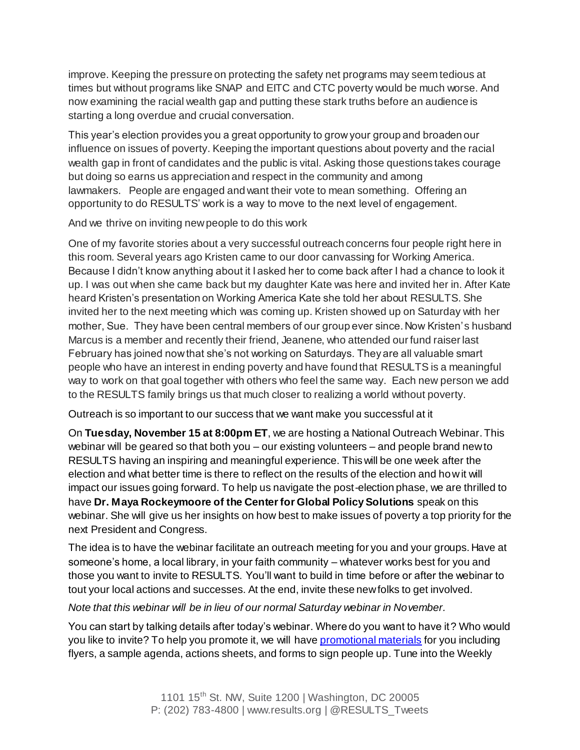improve. Keeping the pressure on protecting the safety net programs may seem tedious at times but without programs like SNAP and EITC and CTC poverty would be much worse. And now examining the racial wealth gap and putting these stark truths before an audience is starting a long overdue and crucial conversation.

This year's election provides you a great opportunity to grow your group and broaden our influence on issues of poverty. Keeping the important questions about poverty and the racial wealth gap in front of candidates and the public is vital. Asking those questions takes courage but doing so earns us appreciation and respect in the community and among lawmakers. People are engaged and want their vote to mean something. Offering an opportunity to do RESULTS' work is a way to move to the next level of engagement.

And we thrive on inviting new people to do this work

One of my favorite stories about a very successful outreach concerns four people right here in this room. Several years ago Kristen came to our door canvassing for Working America. Because I didn't know anything about it I asked her to come back after I had a chance to look it up. I was out when she came back but my daughter Kate was here and invited her in. After Kate heard Kristen's presentation on Working America Kate she told her about RESULTS. She invited her to the next meeting which was coming up. Kristen showed up on Saturday with her mother, Sue. They have been central members of our group ever since. Now Kristen's husband Marcus is a member and recently their friend, Jeanene, who attended our fund raiser last February has joined now that she's not working on Saturdays. They are all valuable smart people who have an interest in ending poverty and have found that RESULTS is a meaningful way to work on that goal together with others who feel the same way. Each new person we add to the RESULTS family brings us that much closer to realizing a world without poverty.

Outreach is so important to our success that we want make you successful at it

On **Tuesday, November 15 at 8:00pm ET**, we are hosting a National Outreach Webinar. This webinar will be geared so that both you – our existing volunteers – and people brand new to RESULTS having an inspiring and meaningful experience. This will be one week after the election and what better time is there to reflect on the results of the election and how it will impact our issues going forward. To help us navigate the post-election phase, we are thrilled to have **Dr. Maya Rockeymoore of the Center for Global Policy Solutions** speak on this webinar. She will give us her insights on how best to make issues of poverty a top priority for the next President and Congress.

The idea is to have the webinar facilitate an outreach meeting for you and your groups. Have at someone's home, a local library, in your faith community – whatever works best for you and those you want to invite to RESULTS. You'll want to build in time before or after the webinar to tout your local actions and successes. At the end, invite these new folks to get involved.

*Note that this webinar will be in lieu of our normal Saturday webinar in November.*

You can start by talking details after today's webinar. Where do you want to have it? Who would you like to invite? To help you promote it, we will have [promotional materials] for you including flyers, a sample agenda, actions sheets, and forms to sign people up. Tune into the Weekly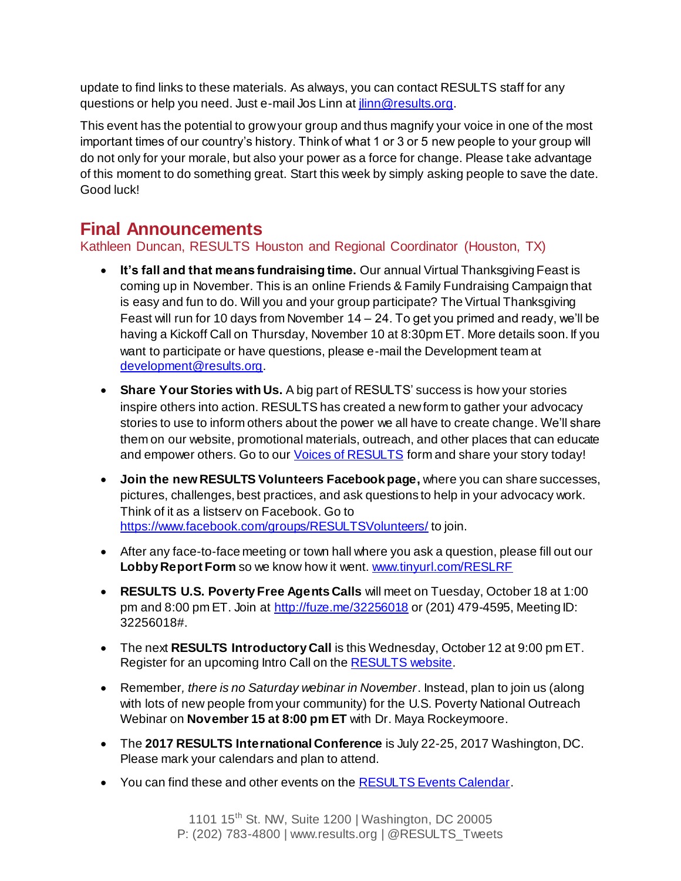update to find links to these materials. As always, you can contact RESULTS staff for any questions or help you need. Just e-mail Jos Linn at [jlinn@results.org](mailto:jlinn@results.org).

This event has the potential to grow your group and thus magnify your voice in one of the most important times of our country's history. Think of what 1 or 3 or 5 new people to your group will do not only for your morale, but also your power as a force for change. Please take advantage of this moment to do something great. Start this week by simply asking people to save the date. Good luck!

## Final Announcements

Kathleen Duncan, RESULTS Houston and Regional Coordinator (Houston, TX)

- **It's fall and that means fundraising time.** Our annual Virtual Thanksgiving Feast is coming up in November. This is an online Friends & Family Fundraising Campaign that is easy and fun to do. Will you and your group participate? The Virtual Thanksgiving Feast will run for 10 days from November 14 – 24. To get you primed and ready, we'll be having a Kickoff Call on Thursday, November 10 at 8:30pm ET. More details soon. If you want to participate or have questions, please e-mail the Development team at [development@results.org](mailto:development@results.org).
- **Share Your Stories with Us.** A big part of RESULTS' success is how your stories inspire others into action. RESULTS has created a new form to gather your advocacy stories to use to inform others about the power we all have to create change. We'll share them on our website, promotional materials, outreach, and other places that can educate and empower others. Go to our Voices of RESULTS form and share your story today!
- **Join the new RESULTS Volunteers Facebook page,** where you can share successes, pictures, challenges, best practices, and ask questions to help in your advocacy work. Think of it as a listserv on Facebook. Go to https://www.facebook.com/groups/RESULTSVolunteers/ to join.
- After any face-to-face meeting or town hall where you ask a question, please fill out our **Lobby Report Form** so we know how it went. www.tinyurl.com/RESLRF
- **RESULTS U.S. Poverty Free Agents Calls** will meet on Tuesday, October 18 at 1:00 pm and 8:00 pm ET. Join at http://fuze.me/32256018 or (201) 479-4595, Meeting ID: 32256018#.
- The next **RESULTS Introductory Call** is this Wednesday, October 12 at 9:00 pm ET. Register for an upcoming Intro Call on the RESULTS website.
- Remember*, there is no Saturday webinar in November*. Instead, plan to join us (along with lots of new people from your community) for the U.S. Poverty National Outreach Webinar on **November 15 at 8:00 pm ET** with Dr. Maya Rockeymoore.
- The **2017 RESULTS International Conference** is July 22-25, 2017 Washington, DC. Please mark your calendars and plan to attend.
- You can find these and other events on the RESULTS Events Calendar.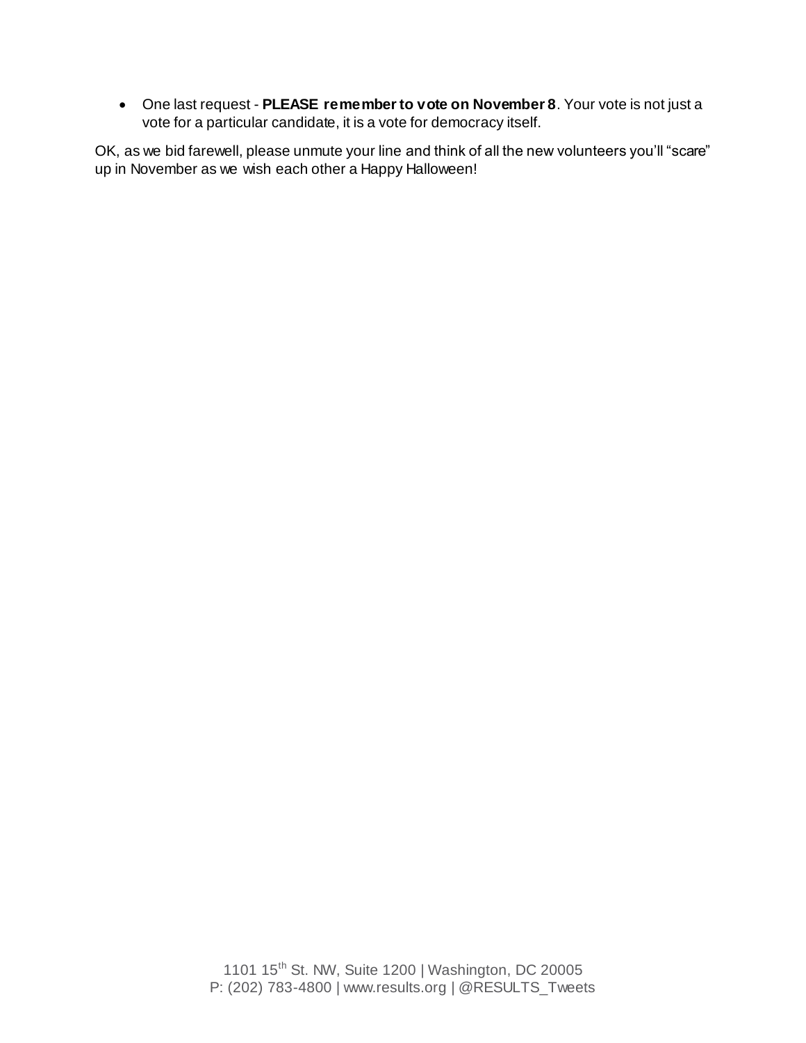- One last request - **PLEASE remember to vote on November 8**. Your vote is not just a vote for a particular candidate, it is a vote for democracy itself.

OK, as we bid farewell, please unmute your line and think of all the new volunteers you'll "scare" up in November as we wish each other a Happy Halloween!